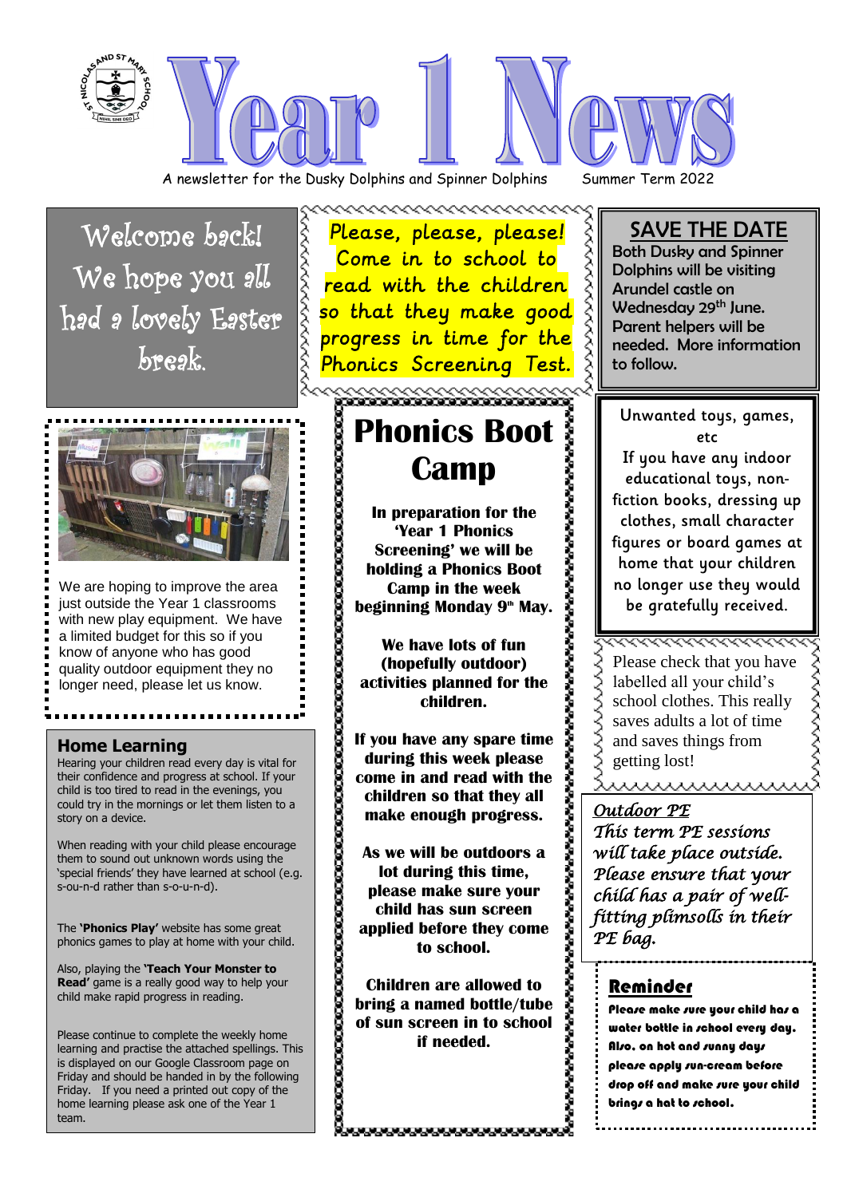# Year 1 News

A newsletter for the Dusky Dolphins and Spinner Dolphins Summer Term 2022

Welcome back! We hope you all had a lovely Easter break.

We are hoping to improve the area just outside the Year 1 classrooms with new play equipment. We have a limited budget for this so if you know of anyone who has good quality outdoor equipment they no longer need, please let us know.

## Home Learning

Hearing your children read every day is vital for their confidence and progress at school. If your child is too tired to read in the evenings, you could try in the mornings or let them listen to a story on a device.

When reading with your child please encourage them to sound out unknown words using the 'special friends' they have learned at school (e.g. s-ou-n-d rather than s-o-u-n-d).

The **'Phonics Play'** website has some great phonics games to play at home with your child.

Also, playing the **'Teach Your Monster to Read'** game is a really good way to help your child make rapid progress in reading.

Please continue to complete the weekly home learning and practise the attached spellings. This is displayed on our Google Classroom page on Friday and should be handed in by the following Friday. If you need a printed out copy of the home learning please ask one of the Year 1 team.

Please, please, please! Come in to school to read with the children so that they make good progress in time for the Phonics Screening Test.

## Phonics Boot Camp

**In preparation for the 'Year 1 Phonics Screening' we will be holding a Phonics Boot Camp in the week beginning Monday 9th May.**

**We have lots of fun (hopefully outdoor) activities planned for the children.**

**If you have any spare time during this week please come in and read with the children so that they all make enough progress.**

**As we will be outdoors a lot during this time, please make sure your child has sun screen applied before they come to school.**

**Children are allowed to bring a named bottle/tube of sun screen in to school if needed.**

## SAVE THE DATE

Both Dusky and Spinner Dolphins will be visiting Arundel castle on Wednesday 29th June. Parent helpers will be needed. More information to follow.

Unwanted toys, games, etc

If you have any indoor educational toys, non-fiction books, dressing up clothes, small character figures or board games at home that your children no longer use they would be gratefully received.

Please check that you have labelled all your child's school clothes. This really saves adults a lot of time and saves things from getting lost!

***Outdoor PE***

*This term PE sessions will take place outside. Please ensure that your child has a pair of well-fitting plimsolls in their PE bag.*

### Reminder

**Please make sure your child has a water bottle in school every day. Also, on hot and sunny days please apply sun-cream before drop off and make sure your child brings a hat to school.**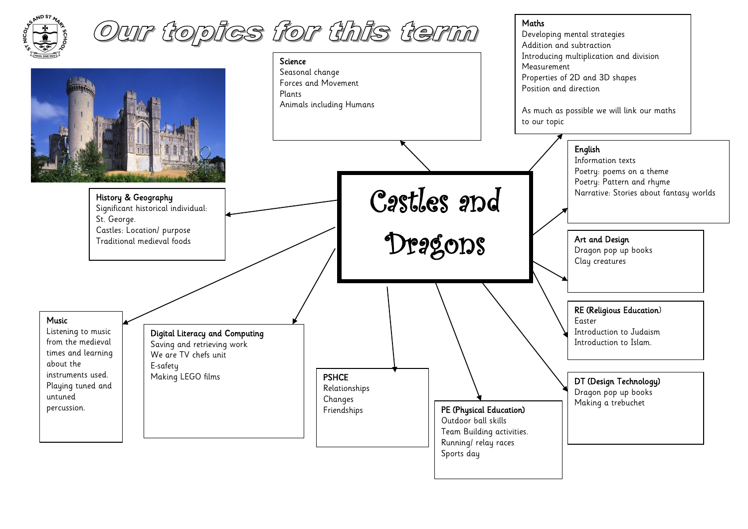# Our topics for this term

## Castles and Dragons

### Maths
Developing mental strategies
Addition and subtraction
Introducing multiplication and division
Measurement
Properties of 2D and 3D shapes
Position and direction

As much as possible we will link our maths to our topic

### Science
Seasonal change
Forces and Movement
Plants
Animals including Humans

### English
Information texts
Poetry: poems on a theme
Poetry: Pattern and rhyme
Narrative: Stories about fantasy worlds

### History & Geography
Significant historical individual: St. George.
Castles: Location/ purpose
Traditional medieval foods

### Art and Design
Dragon pop up books
Clay creatures

### RE (Religious Education)
Easter
Introduction to Judaism
Introduction to Islam.

### Music
Listening to music from the medieval times and learning about the instruments used.
Playing tuned and untuned percussion.

### Digital Literacy and Computing
Saving and retrieving work
We are TV chefs unit
E-safety
Making LEGO films

### PSHCE
Relationships
Changes
Friendships

### PE (Physical Education)
Outdoor ball skills
Team Building activities.
Running/ relay races
Sports day

### DT (Design Technology)
Dragon pop up books
Making a trebuchet